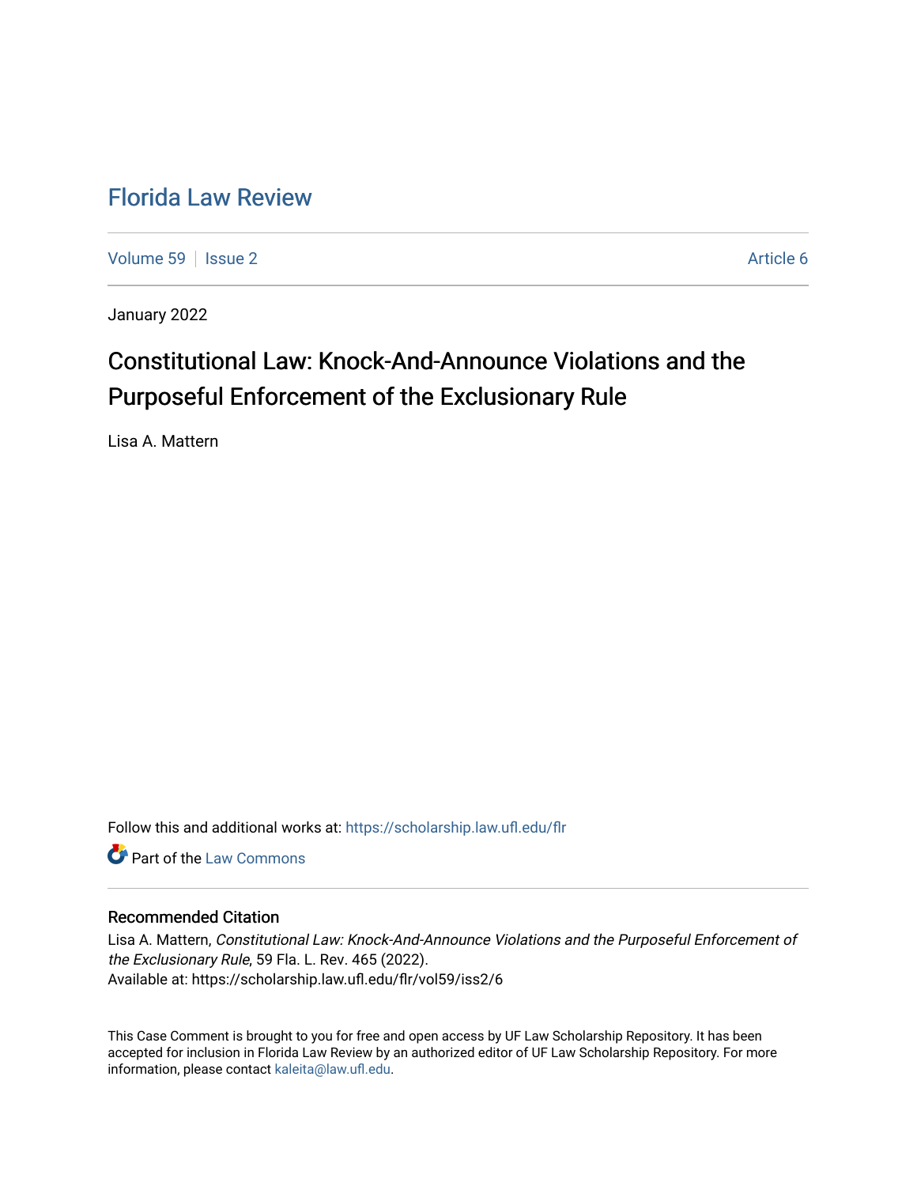# Florida Law Review

Volume 59 | Issue 2 | Article 6

January 2022

## Constitutional Law: Knock-And-Announce Violations and the Purposeful Enforcement of the Exclusionary Rule

Lisa A. Mattern

Follow this and additional works at: https://scholarship.law.ufl.edu/flr

Part of the Law Commons

### Recommended Citation

Lisa A. Mattern, *Constitutional Law: Knock-And-Announce Violations and the Purposeful Enforcement of the Exclusionary Rule*, 59 Fla. L. Rev. 465 (2022).
Available at: https://scholarship.law.ufl.edu/flr/vol59/iss2/6

This Case Comment is brought to you for free and open access by UF Law Scholarship Repository. It has been accepted for inclusion in Florida Law Review by an authorized editor of UF Law Scholarship Repository. For more information, please contact kaleita@law.ufl.edu.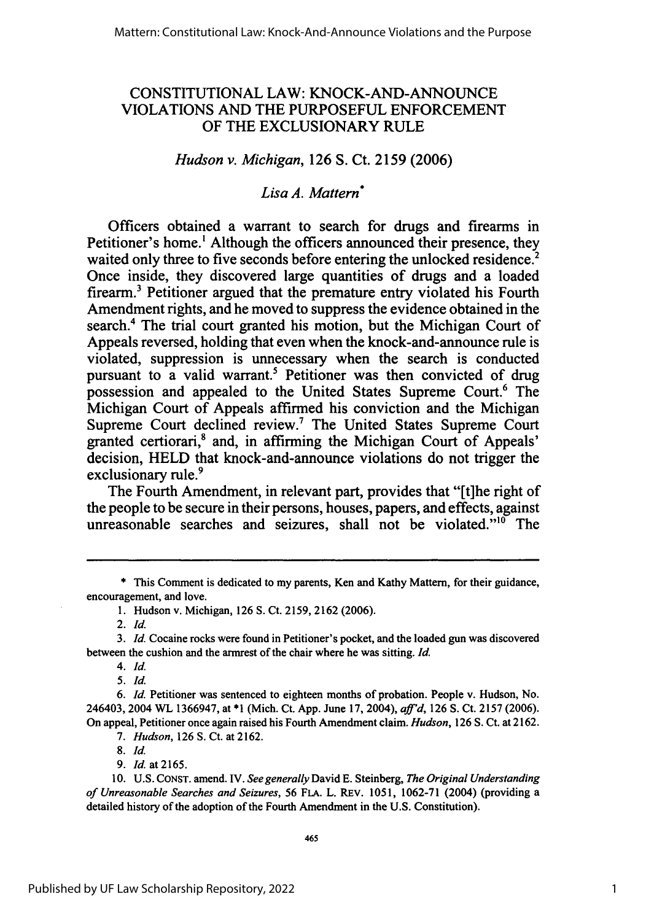# CONSTITUTIONAL LAW: KNOCK-AND-ANNOUNCE VIOLATIONS AND THE PURPOSEFUL ENFORCEMENT OF THE EXCLUSIONARY RULE

*Hudson v. Michigan*, 126 S. Ct. 2159 (2006)

*Lisa A. Mattern*[*]

Officers obtained a warrant to search for drugs and firearms in Petitioner's home.[1] Although the officers announced their presence, they waited only three to five seconds before entering the unlocked residence.[2] Once inside, they discovered large quantities of drugs and a loaded firearm.[3] Petitioner argued that the premature entry violated his Fourth Amendment rights, and he moved to suppress the evidence obtained in the search.[4] The trial court granted his motion, but the Michigan Court of Appeals reversed, holding that even when the knock-and-announce rule is violated, suppression is unnecessary when the search is conducted pursuant to a valid warrant.[5] Petitioner was then convicted of drug possession and appealed to the United States Supreme Court.[6] The Michigan Court of Appeals affirmed his conviction and the Michigan Supreme Court declined review.[7] The United States Supreme Court granted certiorari,[8] and, in affirming the Michigan Court of Appeals' decision, HELD that knock-and-announce violations do not trigger the exclusionary rule.[9]

The Fourth Amendment, in relevant part, provides that "[t]he right of the people to be secure in their persons, houses, papers, and effects, against unreasonable searches and seizures, shall not be violated."[10] The

---

\* This Comment is dedicated to my parents, Ken and Kathy Mattern, for their guidance, encouragement, and love.

1. Hudson v. Michigan, 126 S. Ct. 2159, 2162 (2006).

2. *Id.*

3. *Id.* Cocaine rocks were found in Petitioner's pocket, and the loaded gun was discovered between the cushion and the armrest of the chair where he was sitting. *Id.*

4. *Id.*

5. *Id.*

6. *Id.* Petitioner was sentenced to eighteen months of probation. People v. Hudson, No. 246403, 2004 WL 1366947, at *1 (Mich. Ct. App. June 17, 2004), *aff'd*, 126 S. Ct. 2157 (2006). On appeal, Petitioner once again raised his Fourth Amendment claim. *Hudson*, 126 S. Ct. at 2162.

7. *Hudson*, 126 S. Ct. at 2162.

8. *Id.*

9. *Id.* at 2165.

10. U.S. CONST. amend. IV. *See generally* David E. Steinberg, *The Original Understanding of Unreasonable Searches and Seizures*, 56 FLA. L. REV. 1051, 1062-71 (2004) (providing a detailed history of the adoption of the Fourth Amendment in the U.S. Constitution).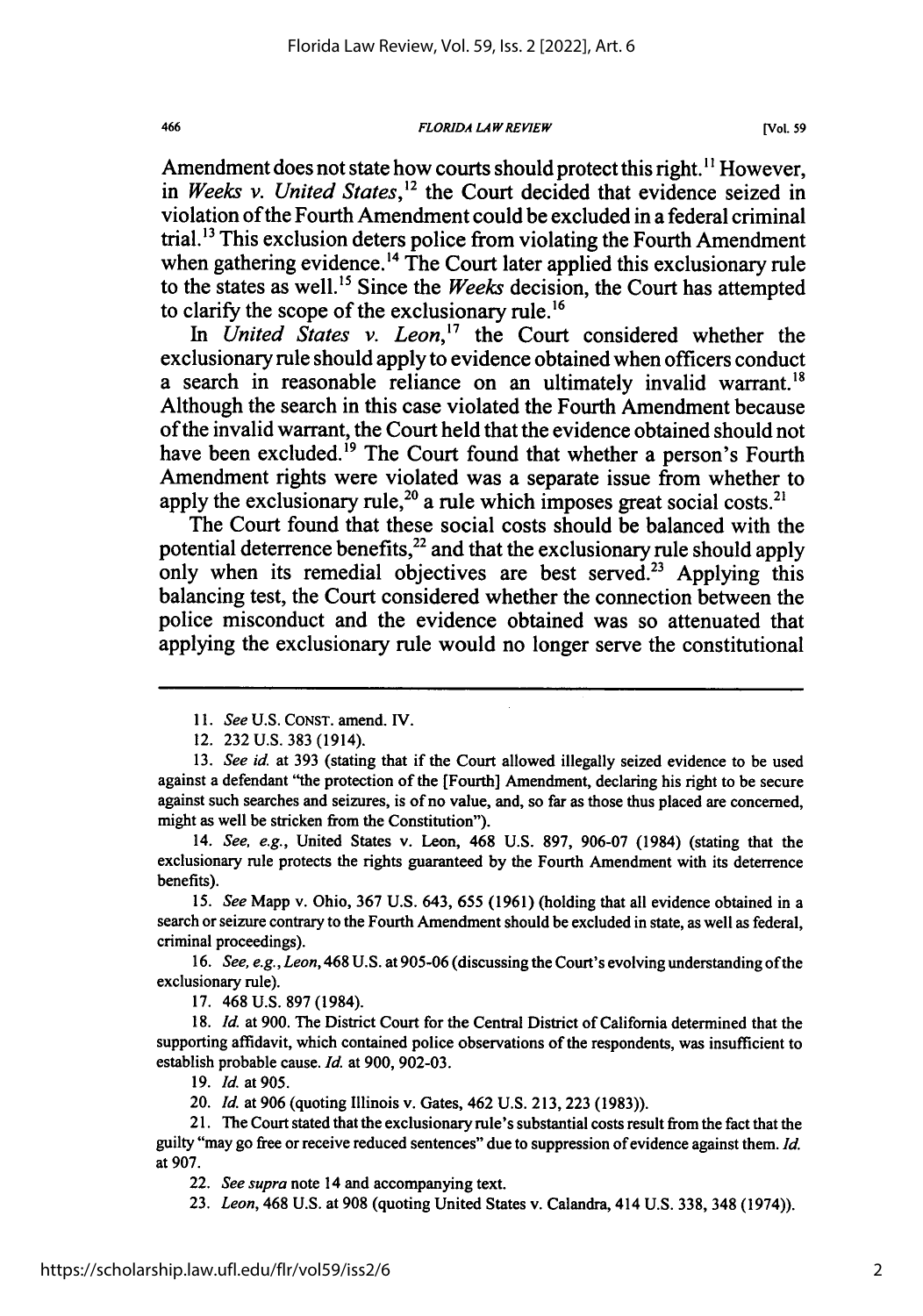Amendment does not state how courts should protect this right.[11] However, in *Weeks v. United States*,[12] the Court decided that evidence seized in violation of the Fourth Amendment could be excluded in a federal criminal trial.[13] This exclusion deters police from violating the Fourth Amendment when gathering evidence.[14] The Court later applied this exclusionary rule to the states as well.[15] Since the *Weeks* decision, the Court has attempted to clarify the scope of the exclusionary rule.[16]

In *United States v. Leon*,[17] the Court considered whether the exclusionary rule should apply to evidence obtained when officers conduct a search in reasonable reliance on an ultimately invalid warrant.[18] Although the search in this case violated the Fourth Amendment because of the invalid warrant, the Court held that the evidence obtained should not have been excluded.[19] The Court found that whether a person's Fourth Amendment rights were violated was a separate issue from whether to apply the exclusionary rule,[20] a rule which imposes great social costs.[21]

The Court found that these social costs should be balanced with the potential deterrence benefits,[22] and that the exclusionary rule should apply only when its remedial objectives are best served.[23] Applying this balancing test, the Court considered whether the connection between the police misconduct and the evidence obtained was so attenuated that applying the exclusionary rule would no longer serve the constitutional

---

11. *See* U.S. CONST. amend. IV.

12. 232 U.S. 383 (1914).

13. *See id.* at 393 (stating that if the Court allowed illegally seized evidence to be used against a defendant "the protection of the [Fourth] Amendment, declaring his right to be secure against such searches and seizures, is of no value, and, so far as those thus placed are concerned, might as well be stricken from the Constitution").

14. *See, e.g.*, United States v. Leon, 468 U.S. 897, 906-07 (1984) (stating that the exclusionary rule protects the rights guaranteed by the Fourth Amendment with its deterrence benefits).

15. *See* Mapp v. Ohio, 367 U.S. 643, 655 (1961) (holding that all evidence obtained in a search or seizure contrary to the Fourth Amendment should be excluded in state, as well as federal, criminal proceedings).

16. *See, e.g.*, *Leon*, 468 U.S. at 905-06 (discussing the Court's evolving understanding of the exclusionary rule).

17. 468 U.S. 897 (1984).

18. *Id.* at 900. The District Court for the Central District of California determined that the supporting affidavit, which contained police observations of the respondents, was insufficient to establish probable cause. *Id.* at 900, 902-03.

19. *Id.* at 905.

20. *Id.* at 906 (quoting Illinois v. Gates, 462 U.S. 213, 223 (1983)).

21. The Court stated that the exclusionary rule's substantial costs result from the fact that the guilty "may go free or receive reduced sentences" due to suppression of evidence against them. *Id.* at 907.

22. *See supra* note 14 and accompanying text.

23. *Leon*, 468 U.S. at 908 (quoting United States v. Calandra, 414 U.S. 338, 348 (1974)).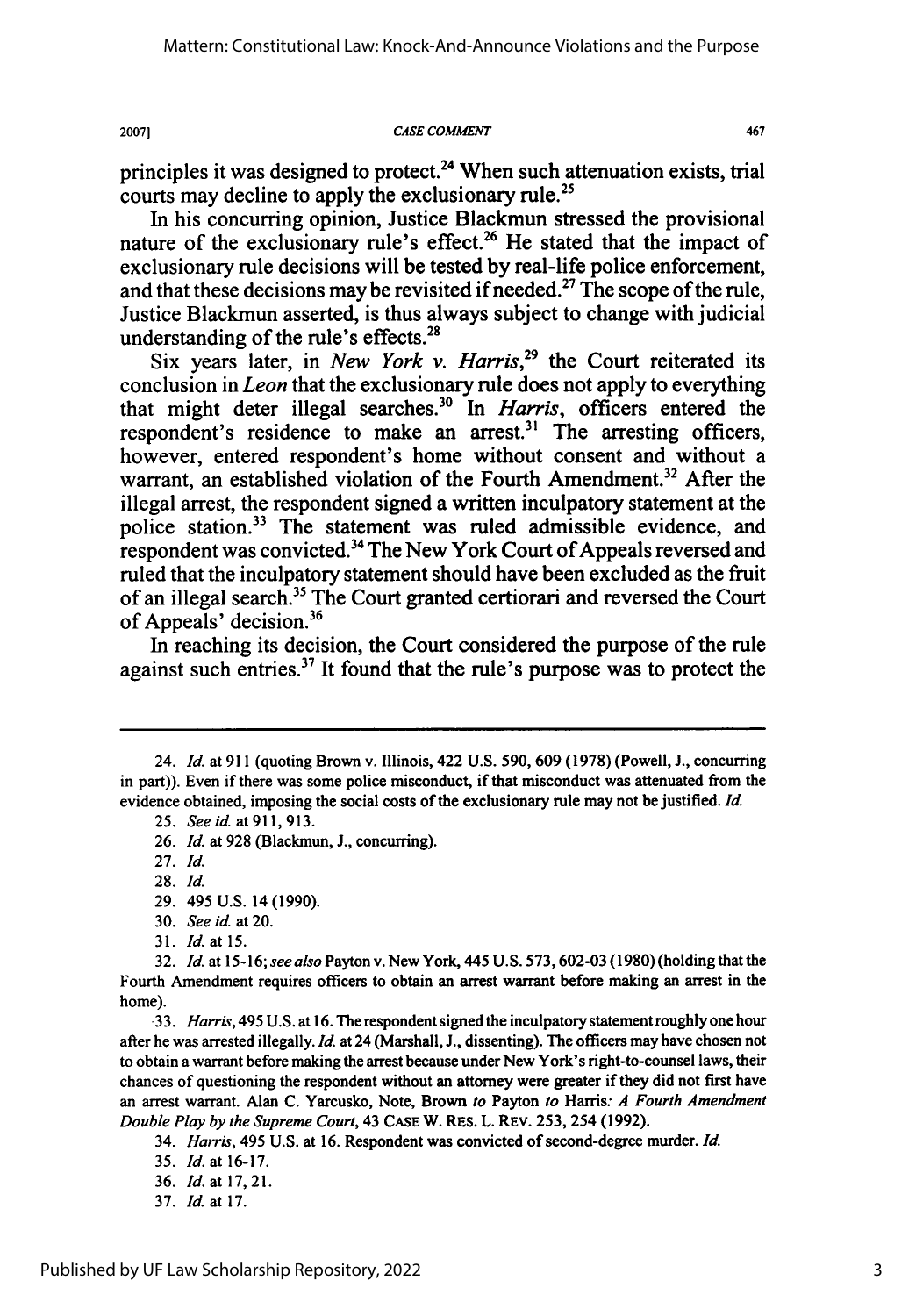principles it was designed to protect.[24] When such attenuation exists, trial courts may decline to apply the exclusionary rule.[25]

In his concurring opinion, Justice Blackmun stressed the provisional nature of the exclusionary rule's effect.[26] He stated that the impact of exclusionary rule decisions will be tested by real-life police enforcement, and that these decisions may be revisited if needed.[27] The scope of the rule, Justice Blackmun asserted, is thus always subject to change with judicial understanding of the rule's effects.[28]

Six years later, in *New York v. Harris*,[29] the Court reiterated its conclusion in *Leon* that the exclusionary rule does not apply to everything that might deter illegal searches.[30] In *Harris*, officers entered the respondent's residence to make an arrest.[31] The arresting officers, however, entered respondent's home without consent and without a warrant, an established violation of the Fourth Amendment.[32] After the illegal arrest, the respondent signed a written inculpatory statement at the police station.[33] The statement was ruled admissible evidence, and respondent was convicted.[34] The New York Court of Appeals reversed and ruled that the inculpatory statement should have been excluded as the fruit of an illegal search.[35] The Court granted certiorari and reversed the Court of Appeals' decision.[36]

In reaching its decision, the Court considered the purpose of the rule against such entries.[37] It found that the rule's purpose was to protect the

---

24. *Id.* at 911 (quoting Brown v. Illinois, 422 U.S. 590, 609 (1978) (Powell, J., concurring in part)). Even if there was some police misconduct, if that misconduct was attenuated from the evidence obtained, imposing the social costs of the exclusionary rule may not be justified. *Id.*

25. *See id.* at 911, 913.

26. *Id.* at 928 (Blackmun, J., concurring).

27. *Id.*

28. *Id.*

29. 495 U.S. 14 (1990).

30. *See id.* at 20.

31. *Id.* at 15.

32. *Id.* at 15-16; *see also* Payton v. New York, 445 U.S. 573, 602-03 (1980) (holding that the Fourth Amendment requires officers to obtain an arrest warrant before making an arrest in the home).

33. *Harris*, 495 U.S. at 16. The respondent signed the inculpatory statement roughly one hour after he was arrested illegally. *Id.* at 24 (Marshall, J., dissenting). The officers may have chosen not to obtain a warrant before making the arrest because under New York's right-to-counsel laws, their chances of questioning the respondent without an attorney were greater if they did not first have an arrest warrant. Alan C. Yarcusko, Note, *Brown to Payton to Harris: A Fourth Amendment Double Play by the Supreme Court*, 43 CASE W. RES. L. REV. 253, 254 (1992).

34. *Harris*, 495 U.S. at 16. Respondent was convicted of second-degree murder. *Id.*

35. *Id.* at 16-17.

36. *Id.* at 17, 21.

37. *Id.* at 17.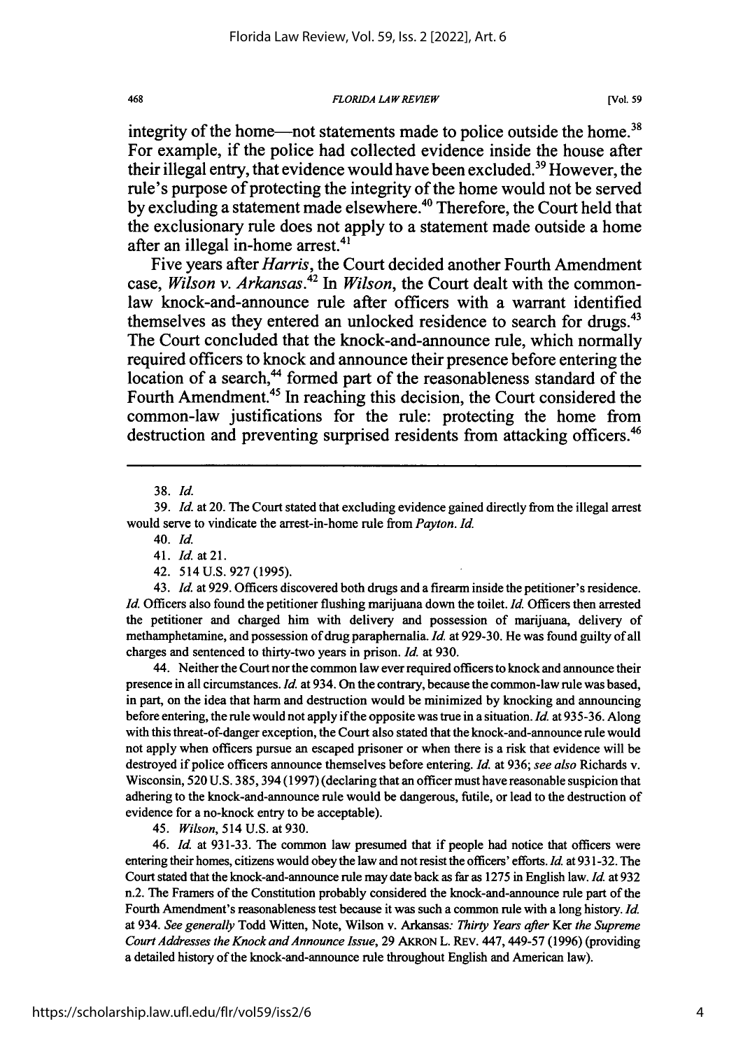integrity of the home—not statements made to police outside the home.[38] For example, if the police had collected evidence inside the house after their illegal entry, that evidence would have been excluded.[39] However, the rule's purpose of protecting the integrity of the home would not be served by excluding a statement made elsewhere.[40] Therefore, the Court held that the exclusionary rule does not apply to a statement made outside a home after an illegal in-home arrest.[41]

Five years after *Harris*, the Court decided another Fourth Amendment case, *Wilson v. Arkansas*.[42] In *Wilson*, the Court dealt with the common-law knock-and-announce rule after officers with a warrant identified themselves as they entered an unlocked residence to search for drugs.[43] The Court concluded that the knock-and-announce rule, which normally required officers to knock and announce their presence before entering the location of a search,[44] formed part of the reasonableness standard of the Fourth Amendment.[45] In reaching this decision, the Court considered the common-law justifications for the rule: protecting the home from destruction and preventing surprised residents from attacking officers.[46]

---

38. *Id.*

39. *Id.* at 20. The Court stated that excluding evidence gained directly from the illegal arrest would serve to vindicate the arrest-in-home rule from *Payton*. *Id.*

40. *Id.*

41. *Id.* at 21.

42. 514 U.S. 927 (1995).

43. *Id.* at 929. Officers discovered both drugs and a firearm inside the petitioner's residence. *Id.* Officers also found the petitioner flushing marijuana down the toilet. *Id.* Officers then arrested the petitioner and charged him with delivery and possession of marijuana, delivery of methamphetamine, and possession of drug paraphernalia. *Id.* at 929-30. He was found guilty of all charges and sentenced to thirty-two years in prison. *Id.* at 930.

44. Neither the Court nor the common law ever required officers to knock and announce their presence in all circumstances. *Id.* at 934. On the contrary, because the common-law rule was based, in part, on the idea that harm and destruction would be minimized by knocking and announcing before entering, the rule would not apply if the opposite was true in a situation. *Id.* at 935-36. Along with this threat-of-danger exception, the Court also stated that the knock-and-announce rule would not apply when officers pursue an escaped prisoner or when there is a risk that evidence will be destroyed if police officers announce themselves before entering. *Id.* at 936; *see also* Richards v. Wisconsin, 520 U.S. 385, 394 (1997) (declaring that an officer must have reasonable suspicion that adhering to the knock-and-announce rule would be dangerous, futile, or lead to the destruction of evidence for a no-knock entry to be acceptable).

45. *Wilson*, 514 U.S. at 930.

46. *Id.* at 931-33. The common law presumed that if people had notice that officers were entering their homes, citizens would obey the law and not resist the officers' efforts. *Id.* at 931-32. The Court stated that the knock-and-announce rule may date back as far as 1275 in English law. *Id.* at 932 n.2. The Framers of the Constitution probably considered the knock-and-announce rule part of the Fourth Amendment's reasonableness test because it was such a common rule with a long history. *Id.* at 934. *See generally* Todd Witten, Note, Wilson v. Arkansas: *Thirty Years after* Ker *the Supreme Court Addresses the Knock and Announce Issue*, 29 AKRON L. REV. 447, 449-57 (1996) (providing a detailed history of the knock-and-announce rule throughout English and American law).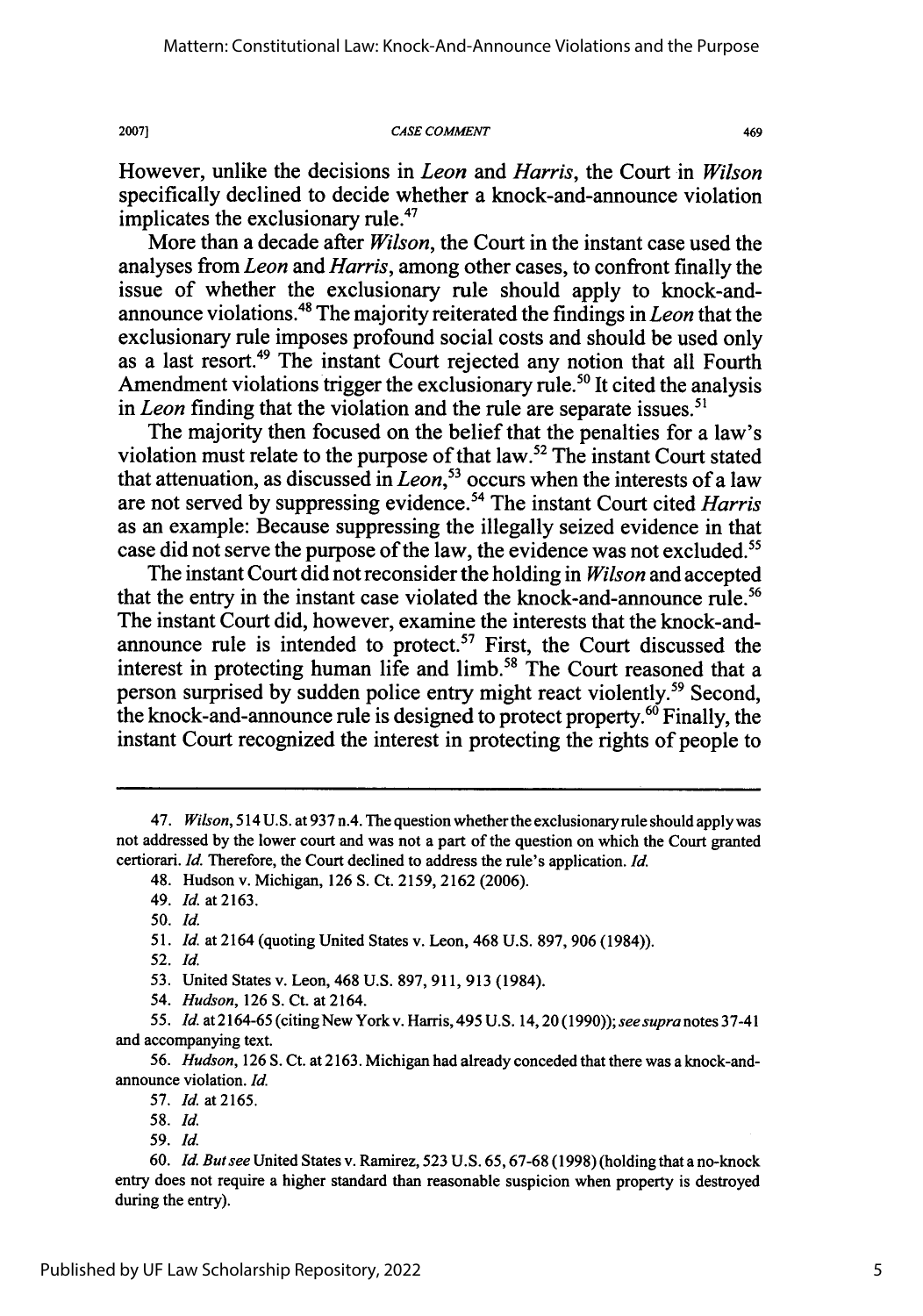However, unlike the decisions in *Leon* and *Harris*, the Court in *Wilson* specifically declined to decide whether a knock-and-announce violation implicates the exclusionary rule.[47]

More than a decade after *Wilson*, the Court in the instant case used the analyses from *Leon* and *Harris*, among other cases, to confront finally the issue of whether the exclusionary rule should apply to knock-and-announce violations.[48] The majority reiterated the findings in *Leon* that the exclusionary rule imposes profound social costs and should be used only as a last resort.[49] The instant Court rejected any notion that all Fourth Amendment violations trigger the exclusionary rule.[50] It cited the analysis in *Leon* finding that the violation and the rule are separate issues.[51]

The majority then focused on the belief that the penalties for a law's violation must relate to the purpose of that law.[52] The instant Court stated that attenuation, as discussed in *Leon*,[53] occurs when the interests of a law are not served by suppressing evidence.[54] The instant Court cited *Harris* as an example: Because suppressing the illegally seized evidence in that case did not serve the purpose of the law, the evidence was not excluded.[55]

The instant Court did not reconsider the holding in *Wilson* and accepted that the entry in the instant case violated the knock-and-announce rule.[56] The instant Court did, however, examine the interests that the knock-and-announce rule is intended to protect.[57] First, the Court discussed the interest in protecting human life and limb.[58] The Court reasoned that a person surprised by sudden police entry might react violently.[59] Second, the knock-and-announce rule is designed to protect property.[60] Finally, the instant Court recognized the interest in protecting the rights of people to

---

47. *Wilson*, 514 U.S. at 937 n.4. The question whether the exclusionary rule should apply was not addressed by the lower court and was not a part of the question on which the Court granted certiorari. *Id.* Therefore, the Court declined to address the rule's application. *Id.*

48. Hudson v. Michigan, 126 S. Ct. 2159, 2162 (2006).

49. *Id.* at 2163.

50. *Id.*

51. *Id.* at 2164 (quoting United States v. Leon, 468 U.S. 897, 906 (1984)).

52. *Id.*

53. United States v. Leon, 468 U.S. 897, 911, 913 (1984).

54. *Hudson*, 126 S. Ct. at 2164.

55. *Id.* at 2164-65 (citing New York v. Harris, 495 U.S. 14, 20 (1990)); *see supra* notes 37-41 and accompanying text.

56. *Hudson*, 126 S. Ct. at 2163. Michigan had already conceded that there was a knock-and-announce violation. *Id.*

57. *Id.* at 2165.

58. *Id.*

59. *Id.*

60. *Id. But see* United States v. Ramirez, 523 U.S. 65, 67-68 (1998) (holding that a no-knock entry does not require a higher standard than reasonable suspicion when property is destroyed during the entry).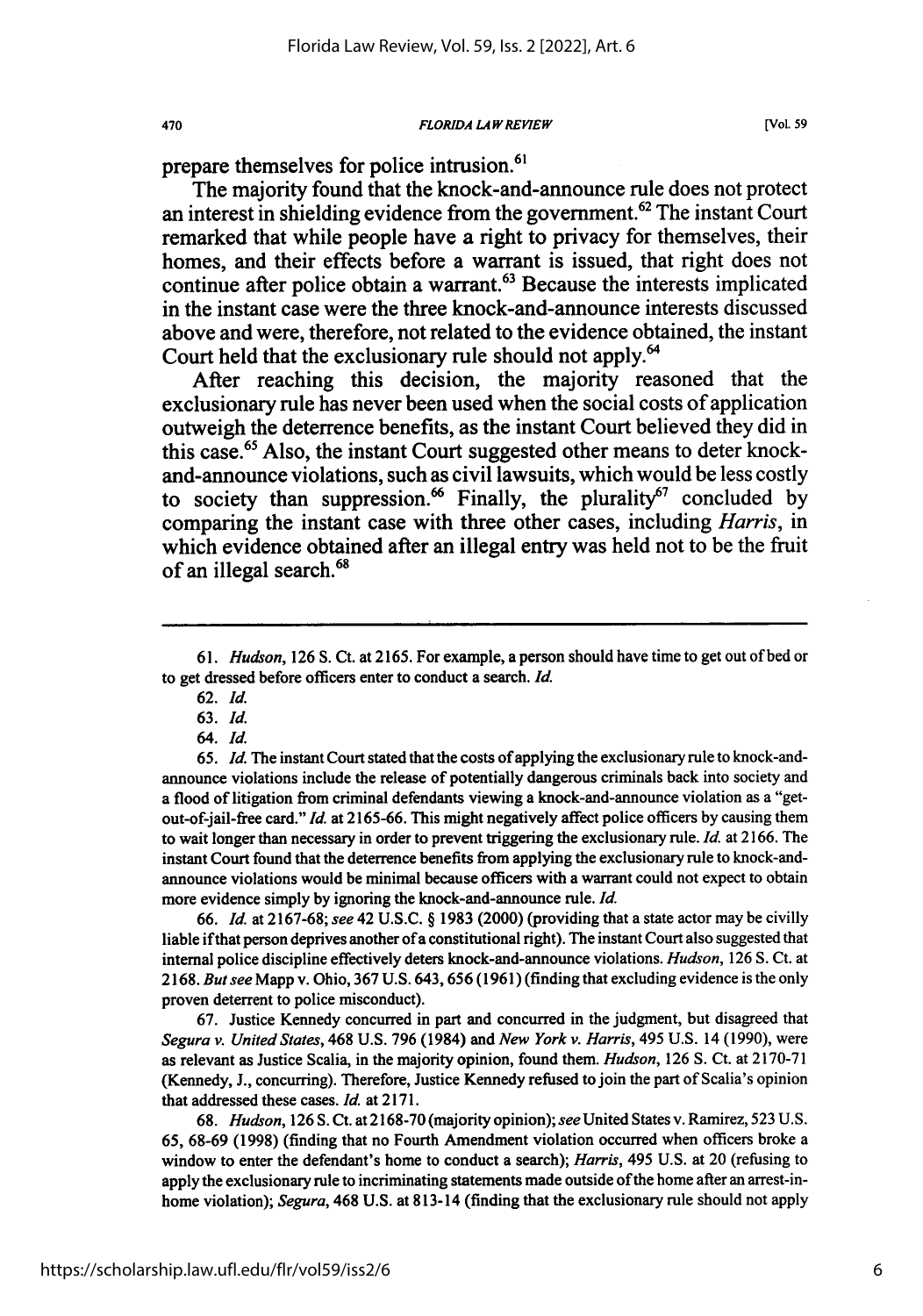prepare themselves for police intrusion.[61]

The majority found that the knock-and-announce rule does not protect an interest in shielding evidence from the government.[62] The instant Court remarked that while people have a right to privacy for themselves, their homes, and their effects before a warrant is issued, that right does not continue after police obtain a warrant.[63] Because the interests implicated in the instant case were the three knock-and-announce interests discussed above and were, therefore, not related to the evidence obtained, the instant Court held that the exclusionary rule should not apply.[64]

After reaching this decision, the majority reasoned that the exclusionary rule has never been used when the social costs of application outweigh the deterrence benefits, as the instant Court believed they did in this case.[65] Also, the instant Court suggested other means to deter knock-and-announce violations, such as civil lawsuits, which would be less costly to society than suppression.[66] Finally, the plurality[67] concluded by comparing the instant case with three other cases, including *Harris*, in which evidence obtained after an illegal entry was held not to be the fruit of an illegal search.[68]

---

61. *Hudson*, 126 S. Ct. at 2165. For example, a person should have time to get out of bed or to get dressed before officers enter to conduct a search. *Id.*

62. *Id.*

63. *Id.*

64. *Id.*

65. *Id.* The instant Court stated that the costs of applying the exclusionary rule to knock-and-announce violations include the release of potentially dangerous criminals back into society and a flood of litigation from criminal defendants viewing a knock-and-announce violation as a "get-out-of-jail-free card." *Id.* at 2165-66. This might negatively affect police officers by causing them to wait longer than necessary in order to prevent triggering the exclusionary rule. *Id.* at 2166. The instant Court found that the deterrence benefits from applying the exclusionary rule to knock-and-announce violations would be minimal because officers with a warrant could not expect to obtain more evidence simply by ignoring the knock-and-announce rule. *Id.*

66. *Id.* at 2167-68; *see* 42 U.S.C. § 1983 (2000) (providing that a state actor may be civilly liable if that person deprives another of a constitutional right). The instant Court also suggested that internal police discipline effectively deters knock-and-announce violations. *Hudson*, 126 S. Ct. at 2168. *But see* Mapp v. Ohio, 367 U.S. 643, 656 (1961) (finding that excluding evidence is the only proven deterrent to police misconduct).

67. Justice Kennedy concurred in part and concurred in the judgment, but disagreed that *Segura v. United States*, 468 U.S. 796 (1984) and *New York v. Harris*, 495 U.S. 14 (1990), were as relevant as Justice Scalia, in the majority opinion, found them. *Hudson*, 126 S. Ct. at 2170-71 (Kennedy, J., concurring). Therefore, Justice Kennedy refused to join the part of Scalia's opinion that addressed these cases. *Id.* at 2171.

68. *Hudson*, 126 S. Ct. at 2168-70 (majority opinion); *see* United States v. Ramirez, 523 U.S. 65, 68-69 (1998) (finding that no Fourth Amendment violation occurred when officers broke a window to enter the defendant's home to conduct a search); *Harris*, 495 U.S. at 20 (refusing to apply the exclusionary rule to incriminating statements made outside of the home after an arrest-in-home violation); *Segura*, 468 U.S. at 813-14 (finding that the exclusionary rule should not apply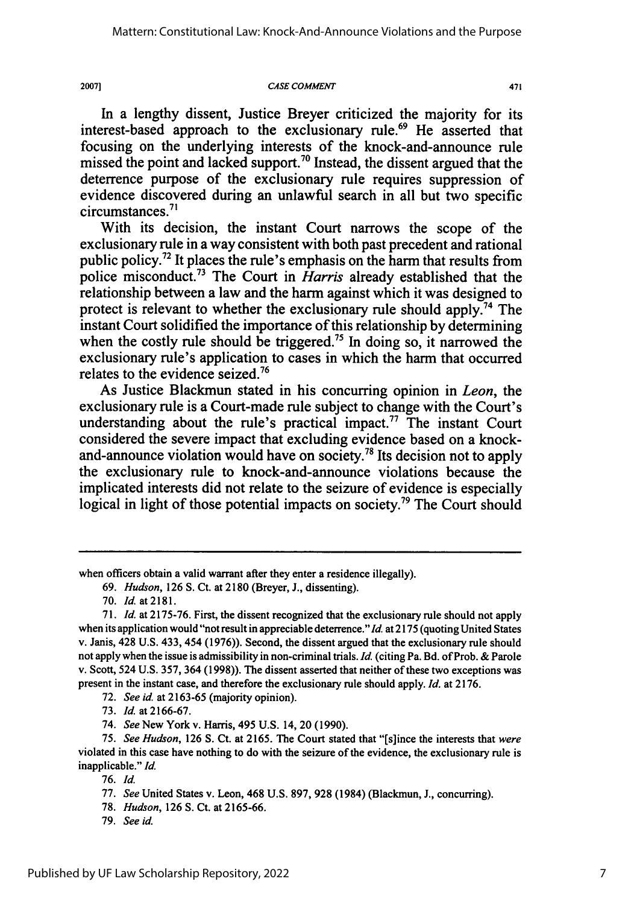In a lengthy dissent, Justice Breyer criticized the majority for its interest-based approach to the exclusionary rule.[69] He asserted that focusing on the underlying interests of the knock-and-announce rule missed the point and lacked support.[70] Instead, the dissent argued that the deterrence purpose of the exclusionary rule requires suppression of evidence discovered during an unlawful search in all but two specific circumstances.[71]

With its decision, the instant Court narrows the scope of the exclusionary rule in a way consistent with both past precedent and rational public policy.[72] It places the rule's emphasis on the harm that results from police misconduct.[73] The Court in *Harris* already established that the relationship between a law and the harm against which it was designed to protect is relevant to whether the exclusionary rule should apply.[74] The instant Court solidified the importance of this relationship by determining when the costly rule should be triggered.[75] In doing so, it narrowed the exclusionary rule's application to cases in which the harm that occurred relates to the evidence seized.[76]

As Justice Blackmun stated in his concurring opinion in *Leon*, the exclusionary rule is a Court-made rule subject to change with the Court's understanding about the rule's practical impact.[77] The instant Court considered the severe impact that excluding evidence based on a knock-and-announce violation would have on society.[78] Its decision not to apply the exclusionary rule to knock-and-announce violations because the implicated interests did not relate to the seizure of evidence is especially logical in light of those potential impacts on society.[79] The Court should

---

when officers obtain a valid warrant after they enter a residence illegally).

69. *Hudson*, 126 S. Ct. at 2180 (Breyer, J., dissenting).

70. *Id.* at 2181.

71. *Id.* at 2175-76. First, the dissent recognized that the exclusionary rule should not apply when its application would "not result in appreciable deterrence." *Id.* at 2175 (quoting United States v. Janis, 428 U.S. 433, 454 (1976)). Second, the dissent argued that the exclusionary rule should not apply when the issue is admissibility in non-criminal trials. *Id.* (citing Pa. Bd. of Prob. & Parole v. Scott, 524 U.S. 357, 364 (1998)). The dissent asserted that neither of these two exceptions was present in the instant case, and therefore the exclusionary rule should apply. *Id.* at 2176.

72. *See id.* at 2163-65 (majority opinion).

73. *Id.* at 2166-67.

74. *See* New York v. Harris, 495 U.S. 14, 20 (1990).

75. *See Hudson*, 126 S. Ct. at 2165. The Court stated that "[s]ince the interests that *were* violated in this case have nothing to do with the seizure of the evidence, the exclusionary rule is inapplicable." *Id.*

76. *Id.*

77. *See* United States v. Leon, 468 U.S. 897, 928 (1984) (Blackmun, J., concurring).

78. *Hudson*, 126 S. Ct. at 2165-66.

79. *See id.*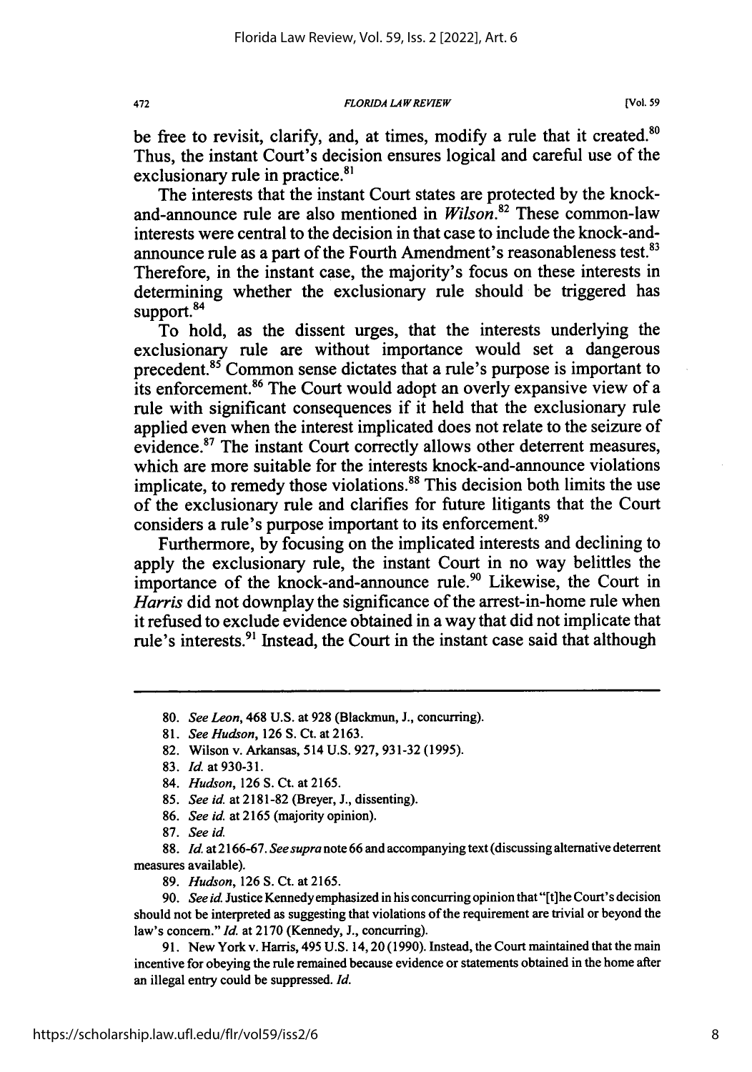be free to revisit, clarify, and, at times, modify a rule that it created.[80] Thus, the instant Court's decision ensures logical and careful use of the exclusionary rule in practice.[81]

The interests that the instant Court states are protected by the knock-and-announce rule are also mentioned in *Wilson*.[82] These common-law interests were central to the decision in that case to include the knock-and-announce rule as a part of the Fourth Amendment's reasonableness test.[83] Therefore, in the instant case, the majority's focus on these interests in determining whether the exclusionary rule should be triggered has support.[84]

To hold, as the dissent urges, that the interests underlying the exclusionary rule are without importance would set a dangerous precedent.[85] Common sense dictates that a rule's purpose is important to its enforcement.[86] The Court would adopt an overly expansive view of a rule with significant consequences if it held that the exclusionary rule applied even when the interest implicated does not relate to the seizure of evidence.[87] The instant Court correctly allows other deterrent measures, which are more suitable for the interests knock-and-announce violations implicate, to remedy those violations.[88] This decision both limits the use of the exclusionary rule and clarifies for future litigants that the Court considers a rule's purpose important to its enforcement.[89]

Furthermore, by focusing on the implicated interests and declining to apply the exclusionary rule, the instant Court in no way belittles the importance of the knock-and-announce rule.[90] Likewise, the Court in *Harris* did not downplay the significance of the arrest-in-home rule when it refused to exclude evidence obtained in a way that did not implicate that rule's interests.[91] Instead, the Court in the instant case said that although

---

80. *See Leon*, 468 U.S. at 928 (Blackmun, J., concurring).

81. *See Hudson*, 126 S. Ct. at 2163.

82. Wilson v. Arkansas, 514 U.S. 927, 931-32 (1995).

83. *Id.* at 930-31.

84. *Hudson*, 126 S. Ct. at 2165.

85. *See id.* at 2181-82 (Breyer, J., dissenting).

86. *See id.* at 2165 (majority opinion).

87. *See id.*

88. *Id.* at 2166-67. *See supra* note 66 and accompanying text (discussing alternative deterrent measures available).

89. *Hudson*, 126 S. Ct. at 2165.

90. *See id.* Justice Kennedy emphasized in his concurring opinion that "[t]he Court's decision should not be interpreted as suggesting that violations of the requirement are trivial or beyond the law's concern." *Id.* at 2170 (Kennedy, J., concurring).

91. New York v. Harris, 495 U.S. 14, 20 (1990). Instead, the Court maintained that the main incentive for obeying the rule remained because evidence or statements obtained in the home after an illegal entry could be suppressed. *Id.*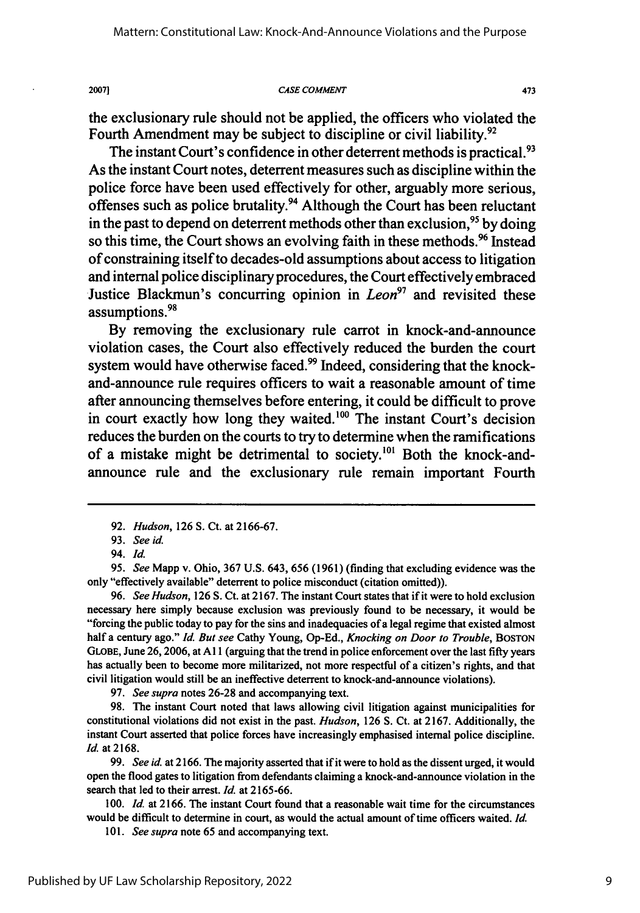the exclusionary rule should not be applied, the officers who violated the Fourth Amendment may be subject to discipline or civil liability.[92]

The instant Court's confidence in other deterrent methods is practical.[93] As the instant Court notes, deterrent measures such as discipline within the police force have been used effectively for other, arguably more serious, offenses such as police brutality.[94] Although the Court has been reluctant in the past to depend on deterrent methods other than exclusion,[95] by doing so this time, the Court shows an evolving faith in these methods.[96] Instead of constraining itself to decades-old assumptions about access to litigation and internal police disciplinary procedures, the Court effectively embraced Justice Blackmun's concurring opinion in *Leon*[97] and revisited these assumptions.[98]

By removing the exclusionary rule carrot in knock-and-announce violation cases, the Court also effectively reduced the burden the court system would have otherwise faced.[99] Indeed, considering that the knock-and-announce rule requires officers to wait a reasonable amount of time after announcing themselves before entering, it could be difficult to prove in court exactly how long they waited.[100] The instant Court's decision reduces the burden on the courts to try to determine when the ramifications of a mistake might be detrimental to society.[101] Both the knock-and-announce rule and the exclusionary rule remain important Fourth

---

92. *Hudson*, 126 S. Ct. at 2166-67.

93. *See id.*

94. *Id.*

95. *See* Mapp v. Ohio, 367 U.S. 643, 656 (1961) (finding that excluding evidence was the only "effectively available" deterrent to police misconduct (citation omitted)).

96. *See Hudson*, 126 S. Ct. at 2167. The instant Court states that if it were to hold exclusion necessary here simply because exclusion was previously found to be necessary, it would be "forcing the public today to pay for the sins and inadequacies of a legal regime that existed almost half a century ago." *Id. But see* Cathy Young, Op-Ed., *Knocking on Door to Trouble*, BOSTON GLOBE, June 26, 2006, at A11 (arguing that the trend in police enforcement over the last fifty years has actually been to become more militarized, not more respectful of a citizen's rights, and that civil litigation would still be an ineffective deterrent to knock-and-announce violations).

97. *See supra* notes 26-28 and accompanying text.

98. The instant Court noted that laws allowing civil litigation against municipalities for constitutional violations did not exist in the past. *Hudson*, 126 S. Ct. at 2167. Additionally, the instant Court asserted that police forces have increasingly emphasised internal police discipline. *Id.* at 2168.

99. *See id.* at 2166. The majority asserted that if it were to hold as the dissent urged, it would open the flood gates to litigation from defendants claiming a knock-and-announce violation in the search that led to their arrest. *Id.* at 2165-66.

100. *Id.* at 2166. The instant Court found that a reasonable wait time for the circumstances would be difficult to determine in court, as would the actual amount of time officers waited. *Id.*

101. *See supra* note 65 and accompanying text.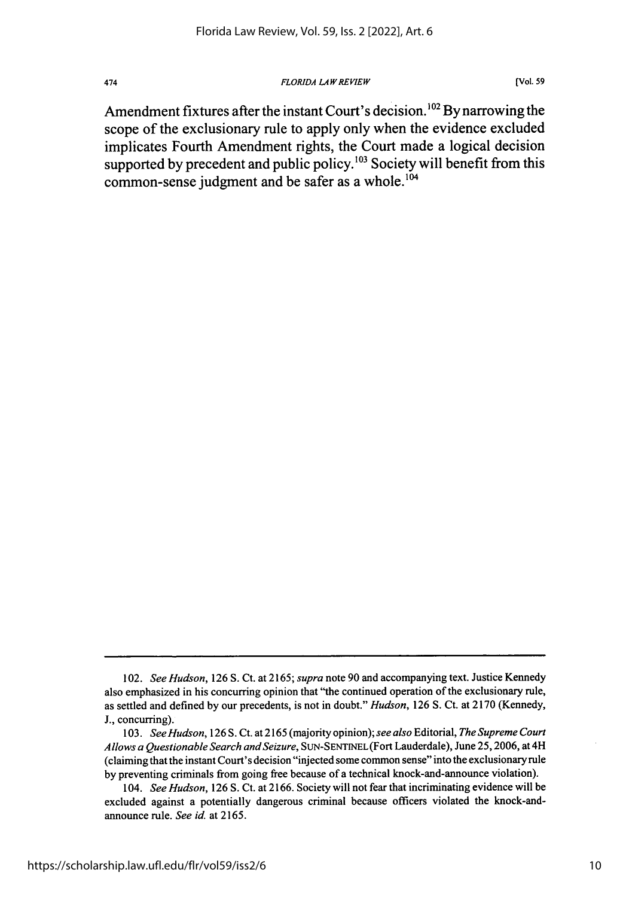Amendment fixtures after the instant Court's decision.[102] By narrowing the scope of the exclusionary rule to apply only when the evidence excluded implicates Fourth Amendment rights, the Court made a logical decision supported by precedent and public policy.[103] Society will benefit from this common-sense judgment and be safer as a whole.[104]

---

102. *See Hudson*, 126 S. Ct. at 2165; *supra* note 90 and accompanying text. Justice Kennedy also emphasized in his concurring opinion that "the continued operation of the exclusionary rule, as settled and defined by our precedents, is not in doubt." *Hudson*, 126 S. Ct. at 2170 (Kennedy, J., concurring).

103. *See Hudson*, 126 S. Ct. at 2165 (majority opinion); *see also* Editorial, *The Supreme Court Allows a Questionable Search and Seizure*, SUN-SENTINEL (Fort Lauderdale), June 25, 2006, at 4H (claiming that the instant Court's decision "injected some common sense" into the exclusionary rule by preventing criminals from going free because of a technical knock-and-announce violation).

104. *See Hudson*, 126 S. Ct. at 2166. Society will not fear that incriminating evidence will be excluded against a potentially dangerous criminal because officers violated the knock-and-announce rule. *See id.* at 2165.